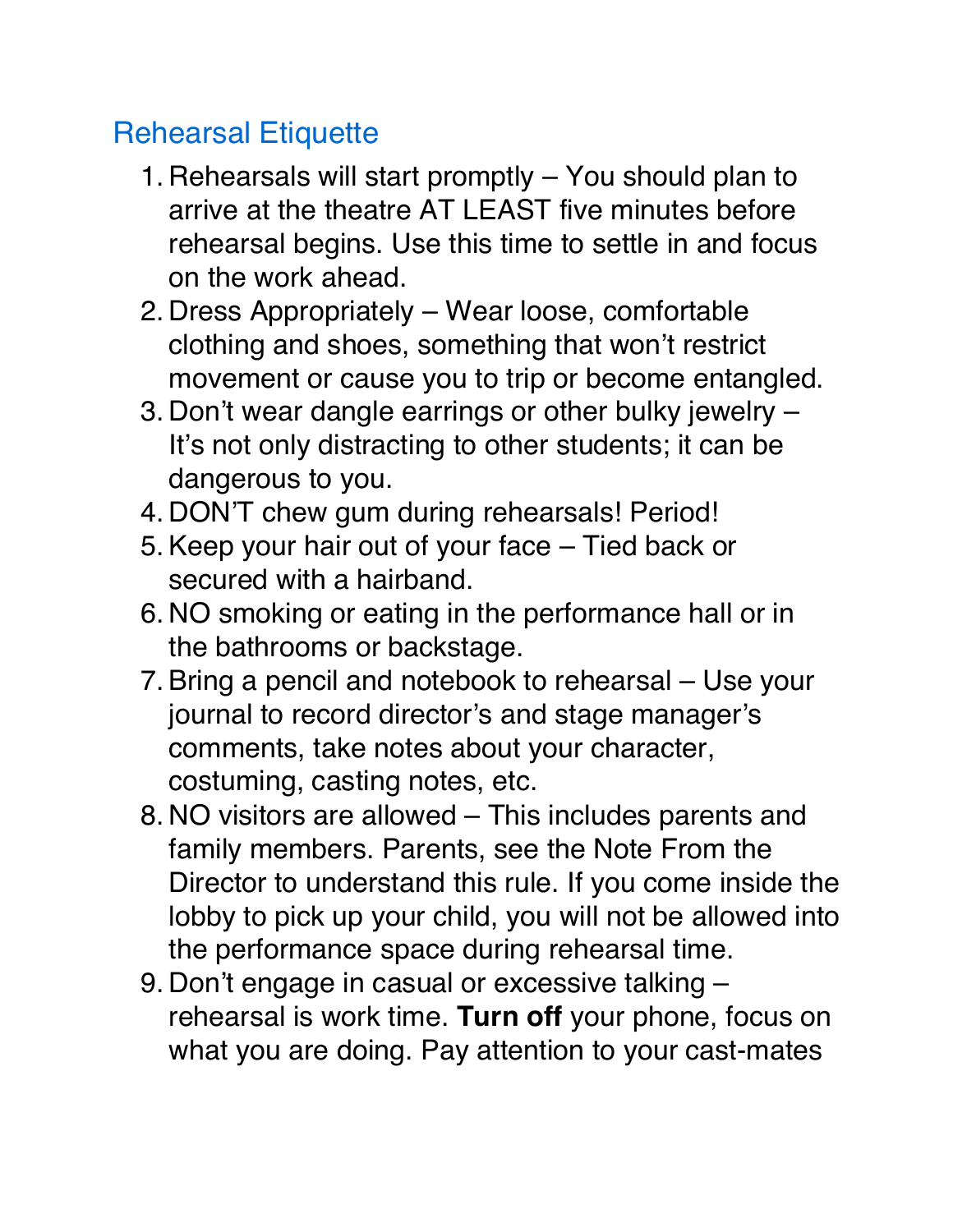## Rehearsal Etiquette

1. Rehearsals will start promptly – You should plan to arrive at the theatre AT LEAST five minutes before rehearsal begins. Use this time to settle in and focus on the work ahead.
2. Dress Appropriately – Wear loose, comfortable clothing and shoes, something that won't restrict movement or cause you to trip or become entangled.
3. Don't wear dangle earrings or other bulky jewelry – It's not only distracting to other students; it can be dangerous to you.
4. DON'T chew gum during rehearsals! Period!
5. Keep your hair out of your face – Tied back or secured with a hairband.
6. NO smoking or eating in the performance hall or in the bathrooms or backstage.
7. Bring a pencil and notebook to rehearsal – Use your journal to record director's and stage manager's comments, take notes about your character, costuming, casting notes, etc.
8. NO visitors are allowed – This includes parents and family members. Parents, see the Note From the Director to understand this rule. If you come inside the lobby to pick up your child, you will not be allowed into the performance space during rehearsal time.
9. Don't engage in casual or excessive talking – rehearsal is work time. **Turn off** your phone, focus on what you are doing. Pay attention to your cast-mates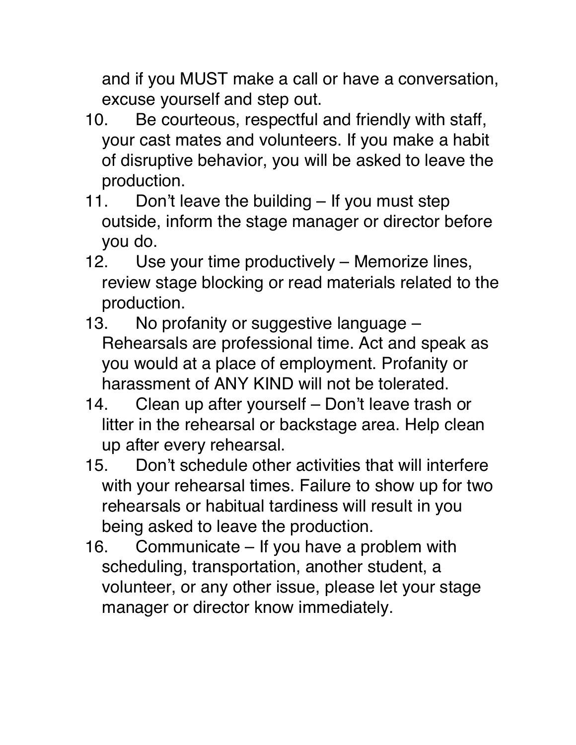and if you MUST make a call or have a conversation, excuse yourself and step out.

10. Be courteous, respectful and friendly with staff, your cast mates and volunteers. If you make a habit of disruptive behavior, you will be asked to leave the production.
11. Don't leave the building – If you must step outside, inform the stage manager or director before you do.
12. Use your time productively – Memorize lines, review stage blocking or read materials related to the production.
13. No profanity or suggestive language – Rehearsals are professional time. Act and speak as you would at a place of employment. Profanity or harassment of ANY KIND will not be tolerated.
14. Clean up after yourself – Don't leave trash or litter in the rehearsal or backstage area. Help clean up after every rehearsal.
15. Don't schedule other activities that will interfere with your rehearsal times. Failure to show up for two rehearsals or habitual tardiness will result in you being asked to leave the production.
16. Communicate – If you have a problem with scheduling, transportation, another student, a volunteer, or any other issue, please let your stage manager or director know immediately.